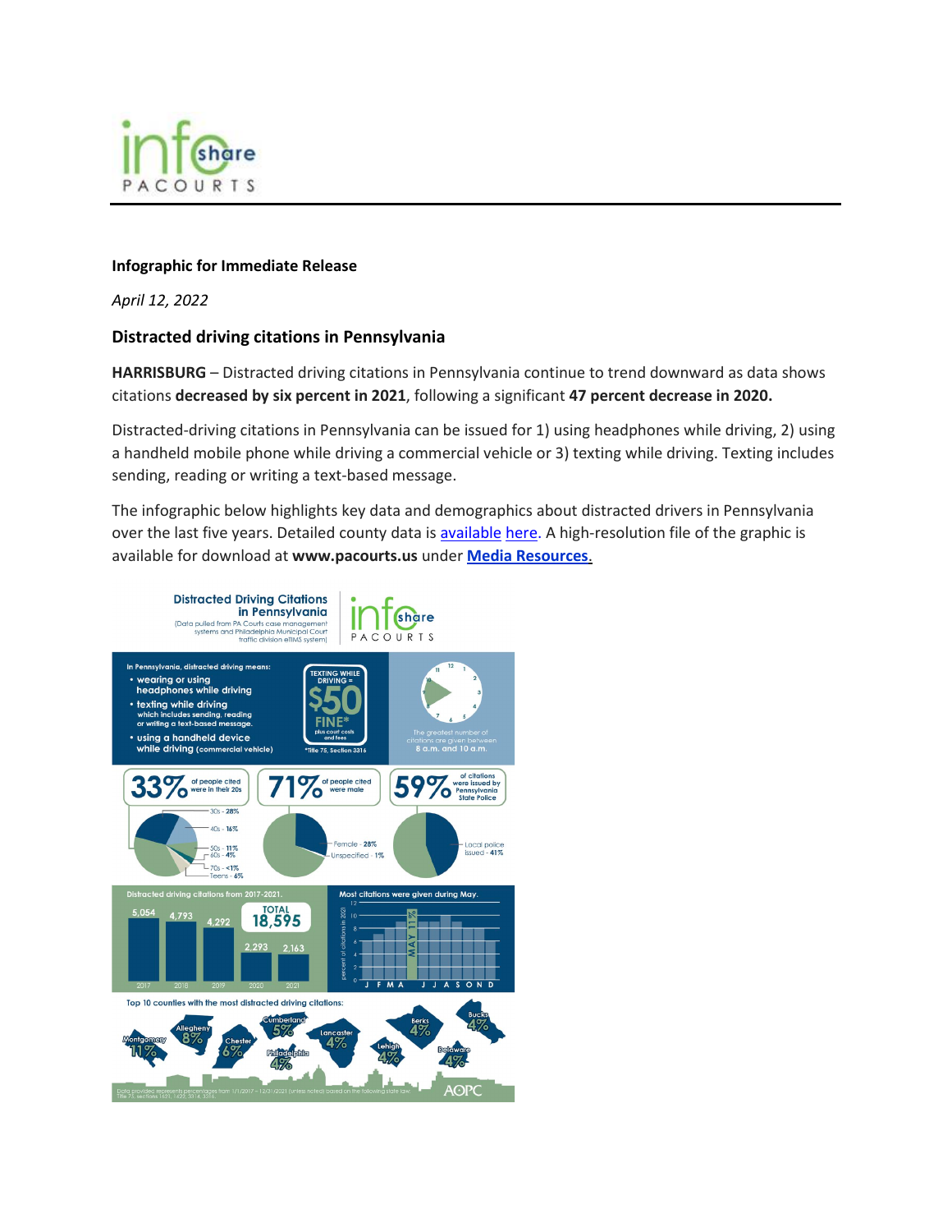**Infographic for Immediate Release**

*April 12, 2022*

### Distracted driving citations in Pennsylvania

**HARRISBURG** – Distracted driving citations in Pennsylvania continue to trend downward as data shows citations **decreased by six percent in 2021**, following a significant **47 percent decrease in 2020.**

Distracted-driving citations in Pennsylvania can be issued for 1) using headphones while driving, 2) using a handheld mobile phone while driving a commercial vehicle or 3) texting while driving. Texting includes sending, reading or writing a text-based message.

The infographic below highlights key data and demographics about distracted drivers in Pennsylvania over the last five years. Detailed county data is available here. A high-resolution file of the graphic is available for download at **www.pacourts.us** under **Media Resources**.

**Distracted Driving Citations in Pennsylvania**
(Data pulled from PA Courts case management systems and Philadelphia Municipal Court traffic division eTIMS system)

In Pennsylvania, distracted driving means:

- wearing or using headphones while driving
- texting while driving which includes sending, reading or writing a text-based message.
- using a handheld device while driving (commercial vehicle)

TEXTING WHILE DRIVING = $50 FINE* plus court costs and fees

*Title 75, Section 3316

The greatest number of citations are given between 8 a.m. and 10 a.m.

**33%** of people cited were in their 20s (30s - 28%, 40s - 16%, 50s - 11%, 60s - 4%, 70s - <1%, Teens - 6%)

**71%** of people cited were male (Female - 28%, Unspecified - 1%)

**59%** of citations were issued by Pennsylvania State Police (Local police issued - 41%)

Distracted driving citations from 2017-2021.

| 2017 | 2018 | 2019 | 2020 | 2021 | TOTAL |
|---|---|---|---|---|---|
| 5,054 | 4,793 | 4,292 | 2,293 | 2,163 | 18,595 |

Most citations were given during May. (MAY 11%)

Top 10 counties with the most distracted driving citations:

| County | Percent |
|---|---|
| Montgomery | 11% |
| Allegheny | 8% |
| Chester | 6% |
| Cumberland | 5% |
| Philadelphia | 4% |
| Lancaster | 4% |
| Lehigh | 4% |
| Berks | 4% |
| Delaware | 4% |
| Bucks | 4% |

Data provided represents percentages from 1/1/2017 – 12/31/2021 (unless noted) based on the following state law: Title 75, sections 1621, 1622, 3314, 3316.

AOPC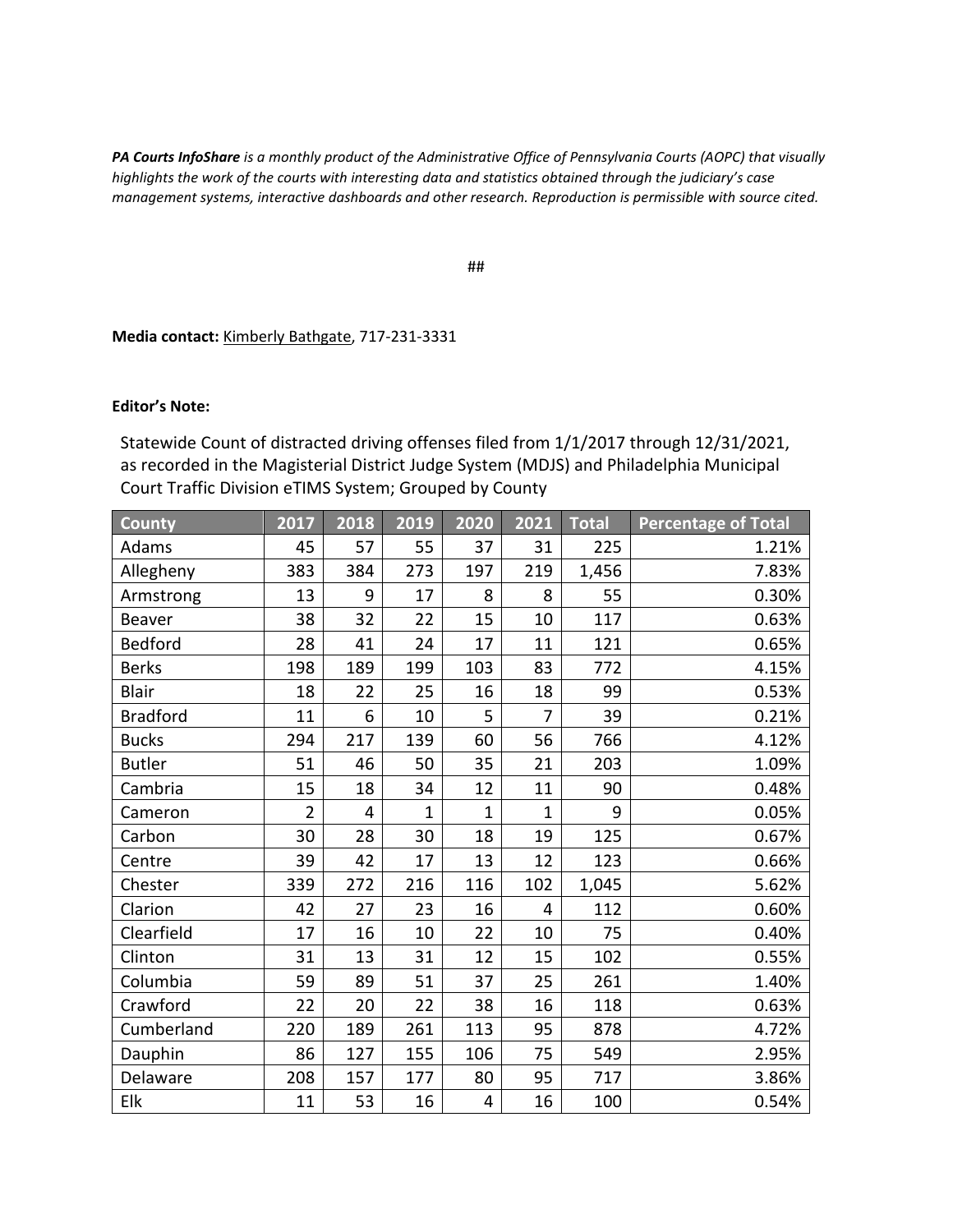***PA Courts InfoShare** is a monthly product of the Administrative Office of Pennsylvania Courts (AOPC) that visually highlights the work of the courts with interesting data and statistics obtained through the judiciary's case management systems, interactive dashboards and other research. Reproduction is permissible with source cited.*

##

**Media contact:** Kimberly Bathgate, 717-231-3331

**Editor's Note:**

Statewide Count of distracted driving offenses filed from 1/1/2017 through 12/31/2021, as recorded in the Magisterial District Judge System (MDJS) and Philadelphia Municipal Court Traffic Division eTIMS System; Grouped by County

| County | 2017 | 2018 | 2019 | 2020 | 2021 | Total | Percentage of Total |
|---|---|---|---|---|---|---|---|
| Adams | 45 | 57 | 55 | 37 | 31 | 225 | 1.21% |
| Allegheny | 383 | 384 | 273 | 197 | 219 | 1,456 | 7.83% |
| Armstrong | 13 | 9 | 17 | 8 | 8 | 55 | 0.30% |
| Beaver | 38 | 32 | 22 | 15 | 10 | 117 | 0.63% |
| Bedford | 28 | 41 | 24 | 17 | 11 | 121 | 0.65% |
| Berks | 198 | 189 | 199 | 103 | 83 | 772 | 4.15% |
| Blair | 18 | 22 | 25 | 16 | 18 | 99 | 0.53% |
| Bradford | 11 | 6 | 10 | 5 | 7 | 39 | 0.21% |
| Bucks | 294 | 217 | 139 | 60 | 56 | 766 | 4.12% |
| Butler | 51 | 46 | 50 | 35 | 21 | 203 | 1.09% |
| Cambria | 15 | 18 | 34 | 12 | 11 | 90 | 0.48% |
| Cameron | 2 | 4 | 1 | 1 | 1 | 9 | 0.05% |
| Carbon | 30 | 28 | 30 | 18 | 19 | 125 | 0.67% |
| Centre | 39 | 42 | 17 | 13 | 12 | 123 | 0.66% |
| Chester | 339 | 272 | 216 | 116 | 102 | 1,045 | 5.62% |
| Clarion | 42 | 27 | 23 | 16 | 4 | 112 | 0.60% |
| Clearfield | 17 | 16 | 10 | 22 | 10 | 75 | 0.40% |
| Clinton | 31 | 13 | 31 | 12 | 15 | 102 | 0.55% |
| Columbia | 59 | 89 | 51 | 37 | 25 | 261 | 1.40% |
| Crawford | 22 | 20 | 22 | 38 | 16 | 118 | 0.63% |
| Cumberland | 220 | 189 | 261 | 113 | 95 | 878 | 4.72% |
| Dauphin | 86 | 127 | 155 | 106 | 75 | 549 | 2.95% |
| Delaware | 208 | 157 | 177 | 80 | 95 | 717 | 3.86% |
| Elk | 11 | 53 | 16 | 4 | 16 | 100 | 0.54% |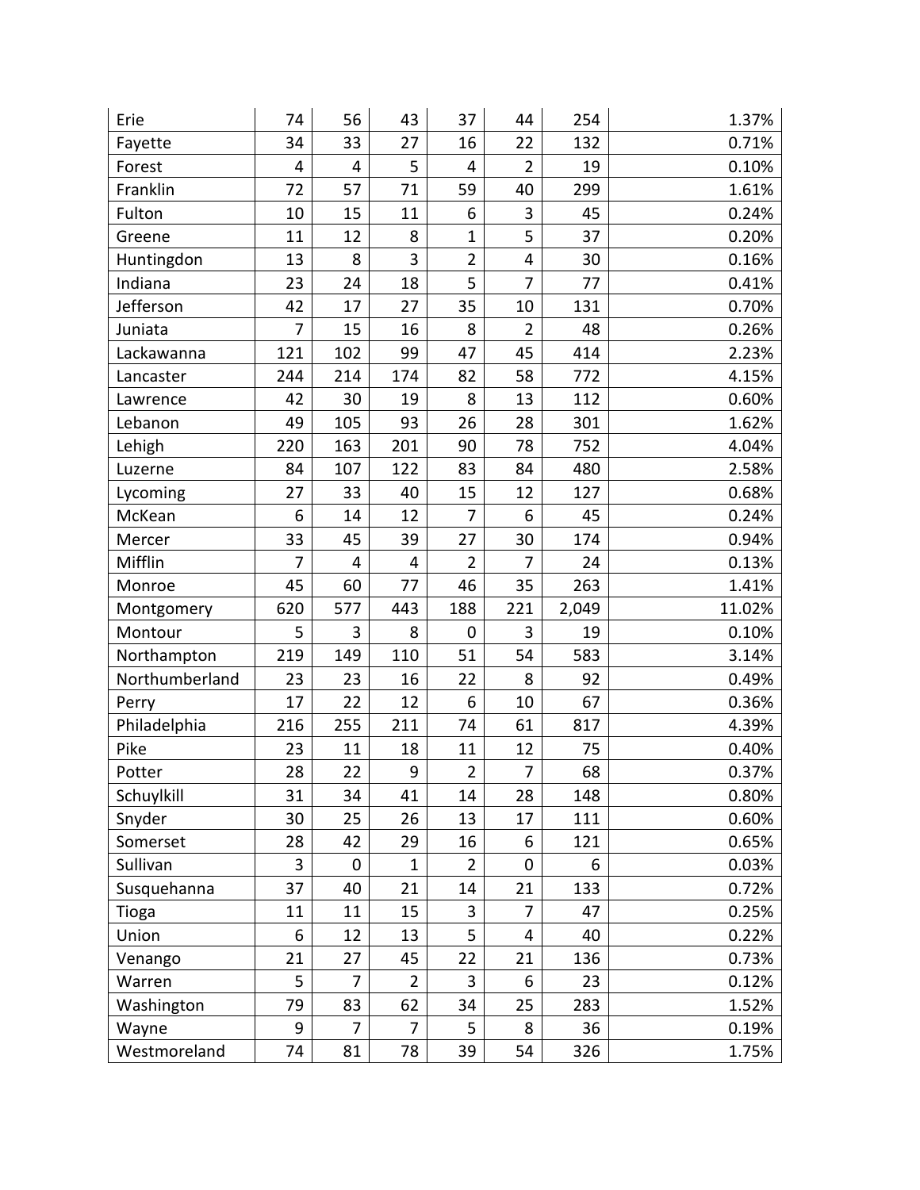| | | | | | | | |
|---|---|---|---|---|---|---|---|
| Erie | 74 | 56 | 43 | 37 | 44 | 254 | 1.37% |
| Fayette | 34 | 33 | 27 | 16 | 22 | 132 | 0.71% |
| Forest | 4 | 4 | 5 | 4 | 2 | 19 | 0.10% |
| Franklin | 72 | 57 | 71 | 59 | 40 | 299 | 1.61% |
| Fulton | 10 | 15 | 11 | 6 | 3 | 45 | 0.24% |
| Greene | 11 | 12 | 8 | 1 | 5 | 37 | 0.20% |
| Huntingdon | 13 | 8 | 3 | 2 | 4 | 30 | 0.16% |
| Indiana | 23 | 24 | 18 | 5 | 7 | 77 | 0.41% |
| Jefferson | 42 | 17 | 27 | 35 | 10 | 131 | 0.70% |
| Juniata | 7 | 15 | 16 | 8 | 2 | 48 | 0.26% |
| Lackawanna | 121 | 102 | 99 | 47 | 45 | 414 | 2.23% |
| Lancaster | 244 | 214 | 174 | 82 | 58 | 772 | 4.15% |
| Lawrence | 42 | 30 | 19 | 8 | 13 | 112 | 0.60% |
| Lebanon | 49 | 105 | 93 | 26 | 28 | 301 | 1.62% |
| Lehigh | 220 | 163 | 201 | 90 | 78 | 752 | 4.04% |
| Luzerne | 84 | 107 | 122 | 83 | 84 | 480 | 2.58% |
| Lycoming | 27 | 33 | 40 | 15 | 12 | 127 | 0.68% |
| McKean | 6 | 14 | 12 | 7 | 6 | 45 | 0.24% |
| Mercer | 33 | 45 | 39 | 27 | 30 | 174 | 0.94% |
| Mifflin | 7 | 4 | 4 | 2 | 7 | 24 | 0.13% |
| Monroe | 45 | 60 | 77 | 46 | 35 | 263 | 1.41% |
| Montgomery | 620 | 577 | 443 | 188 | 221 | 2,049 | 11.02% |
| Montour | 5 | 3 | 8 | 0 | 3 | 19 | 0.10% |
| Northampton | 219 | 149 | 110 | 51 | 54 | 583 | 3.14% |
| Northumberland | 23 | 23 | 16 | 22 | 8 | 92 | 0.49% |
| Perry | 17 | 22 | 12 | 6 | 10 | 67 | 0.36% |
| Philadelphia | 216 | 255 | 211 | 74 | 61 | 817 | 4.39% |
| Pike | 23 | 11 | 18 | 11 | 12 | 75 | 0.40% |
| Potter | 28 | 22 | 9 | 2 | 7 | 68 | 0.37% |
| Schuylkill | 31 | 34 | 41 | 14 | 28 | 148 | 0.80% |
| Snyder | 30 | 25 | 26 | 13 | 17 | 111 | 0.60% |
| Somerset | 28 | 42 | 29 | 16 | 6 | 121 | 0.65% |
| Sullivan | 3 | 0 | 1 | 2 | 0 | 6 | 0.03% |
| Susquehanna | 37 | 40 | 21 | 14 | 21 | 133 | 0.72% |
| Tioga | 11 | 11 | 15 | 3 | 7 | 47 | 0.25% |
| Union | 6 | 12 | 13 | 5 | 4 | 40 | 0.22% |
| Venango | 21 | 27 | 45 | 22 | 21 | 136 | 0.73% |
| Warren | 5 | 7 | 2 | 3 | 6 | 23 | 0.12% |
| Washington | 79 | 83 | 62 | 34 | 25 | 283 | 1.52% |
| Wayne | 9 | 7 | 7 | 5 | 8 | 36 | 0.19% |
| Westmoreland | 74 | 81 | 78 | 39 | 54 | 326 | 1.75% |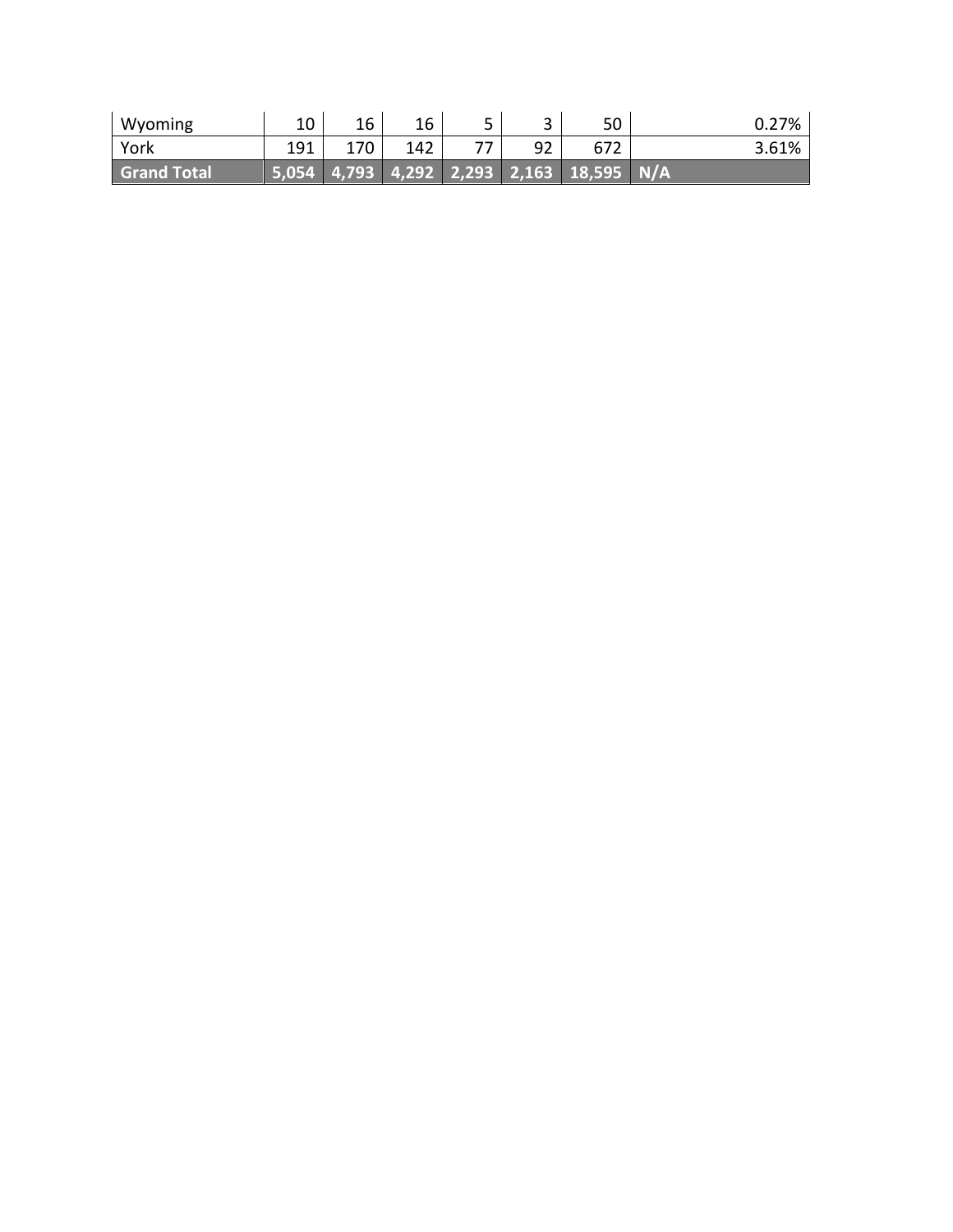| | | | | | | | |
|---|---|---|---|---|---|---|---|
| Wyoming | 10 | 16 | 16 | 5 | 3 | 50 | 0.27% |
| York | 191 | 170 | 142 | 77 | 92 | 672 | 3.61% |
| **Grand Total** | **5,054** | **4,793** | **4,292** | **2,293** | **2,163** | **18,595** | **N/A** |